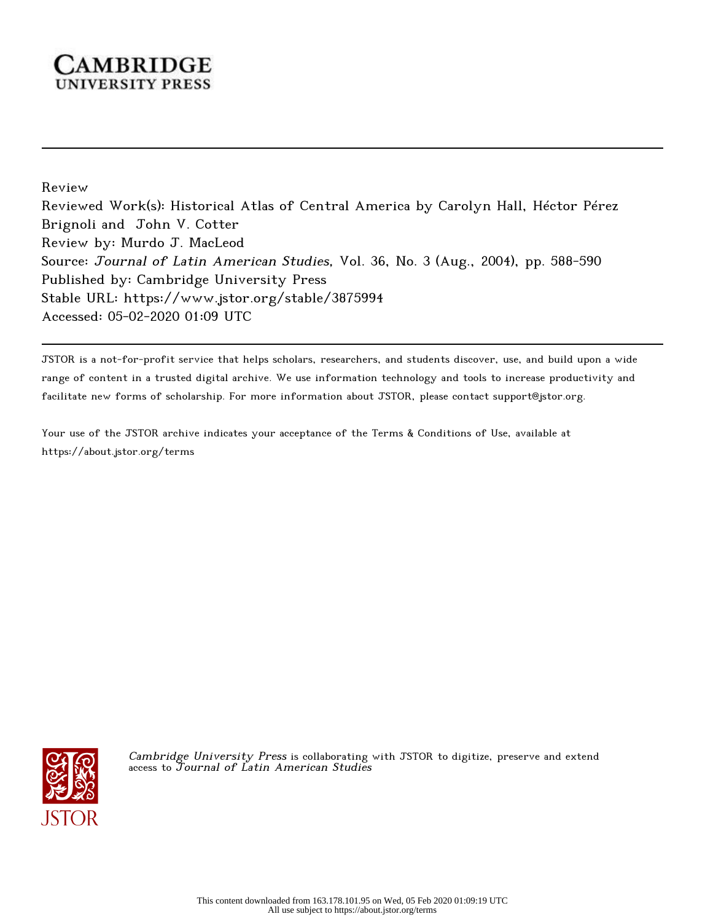Review

Reviewed Work(s): Historical Atlas of Central America by Carolyn Hall, Héctor Pérez Brignoli and John V. Cotter

Review by: Murdo J. MacLeod

Source: *Journal of Latin American Studies*, Vol. 36, No. 3 (Aug., 2004), pp. 588-590

Published by: Cambridge University Press

Stable URL: https://www.jstor.org/stable/3875994

Accessed: 05-02-2020 01:09 UTC

JSTOR is a not-for-profit service that helps scholars, researchers, and students discover, use, and build upon a wide range of content in a trusted digital archive. We use information technology and tools to increase productivity and facilitate new forms of scholarship. For more information about JSTOR, please contact support@jstor.org.

Your use of the JSTOR archive indicates your acceptance of the Terms & Conditions of Use, available at https://about.jstor.org/terms

*Cambridge University Press* is collaborating with JSTOR to digitize, preserve and extend access to *Journal of Latin American Studies*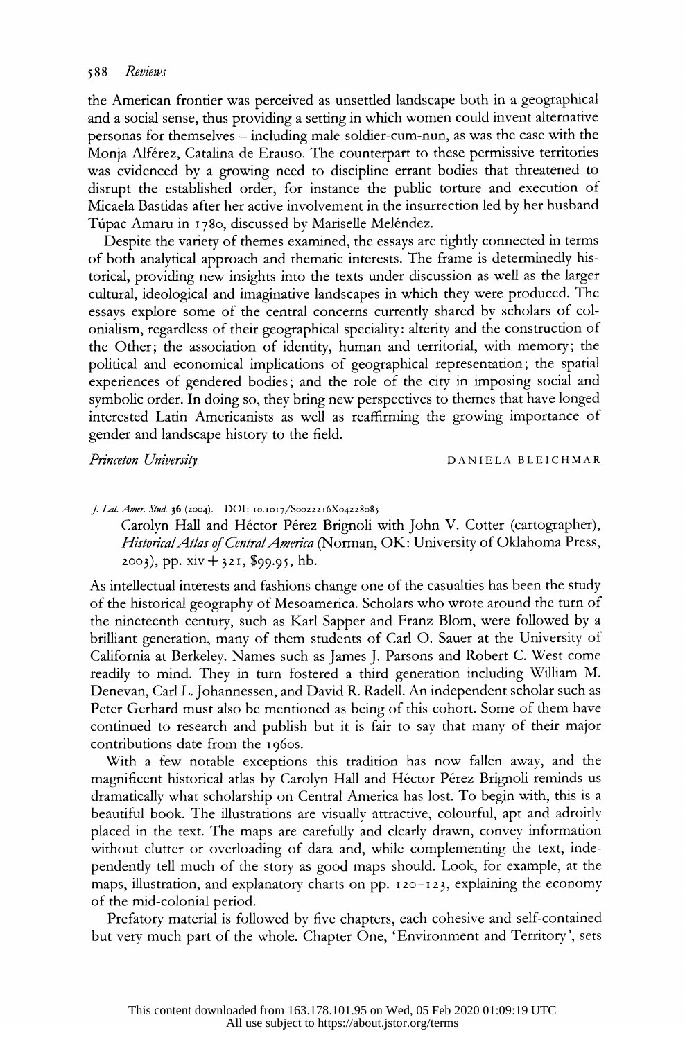the American frontier was perceived as unsettled landscape both in a geographical and a social sense, thus providing a setting in which women could invent alternative personas for themselves – including male-soldier-cum-nun, as was the case with the Monja Alférez, Catalina de Erauso. The counterpart to these permissive territories was evidenced by a growing need to discipline errant bodies that threatened to disrupt the established order, for instance the public torture and execution of Micaela Bastidas after her active involvement in the insurrection led by her husband Túpac Amaru in 1780, discussed by Mariselle Meléndez.

Despite the variety of themes examined, the essays are tightly connected in terms of both analytical approach and thematic interests. The frame is determinedly historical, providing new insights into the texts under discussion as well as the larger cultural, ideological and imaginative landscapes in which they were produced. The essays explore some of the central concerns currently shared by scholars of colonialism, regardless of their geographical speciality: alterity and the construction of the Other; the association of identity, human and territorial, with memory; the political and economical implications of geographical representation; the spatial experiences of gendered bodies; and the role of the city in imposing social and symbolic order. In doing so, they bring new perspectives to themes that have longed interested Latin Americanists as well as reaffirming the growing importance of gender and landscape history to the field.

*Princeton University* DANIELA BLEICHMAR

*J. Lat. Amer. Stud.* **36** (2004). DOI: 10.1017/S0022216X04228085

Carolyn Hall and Héctor Pérez Brignoli with John V. Cotter (cartographer), *Historical Atlas of Central America* (Norman, OK: University of Oklahoma Press, 2003), pp. xiv + 321, $99.95, hb.

As intellectual interests and fashions change one of the casualties has been the study of the historical geography of Mesoamerica. Scholars who wrote around the turn of the nineteenth century, such as Karl Sapper and Franz Blom, were followed by a brilliant generation, many of them students of Carl O. Sauer at the University of California at Berkeley. Names such as James J. Parsons and Robert C. West come readily to mind. They in turn fostered a third generation including William M. Denevan, Carl L. Johannessen, and David R. Radell. An independent scholar such as Peter Gerhard must also be mentioned as being of this cohort. Some of them have continued to research and publish but it is fair to say that many of their major contributions date from the 1960s.

With a few notable exceptions this tradition has now fallen away, and the magnificent historical atlas by Carolyn Hall and Héctor Pérez Brignoli reminds us dramatically what scholarship on Central America has lost. To begin with, this is a beautiful book. The illustrations are visually attractive, colourful, apt and adroitly placed in the text. The maps are carefully and clearly drawn, convey information without clutter or overloading of data and, while complementing the text, independently tell much of the story as good maps should. Look, for example, at the maps, illustration, and explanatory charts on pp. 120–123, explaining the economy of the mid-colonial period.

Prefatory material is followed by five chapters, each cohesive and self-contained but very much part of the whole. Chapter One, 'Environment and Territory', sets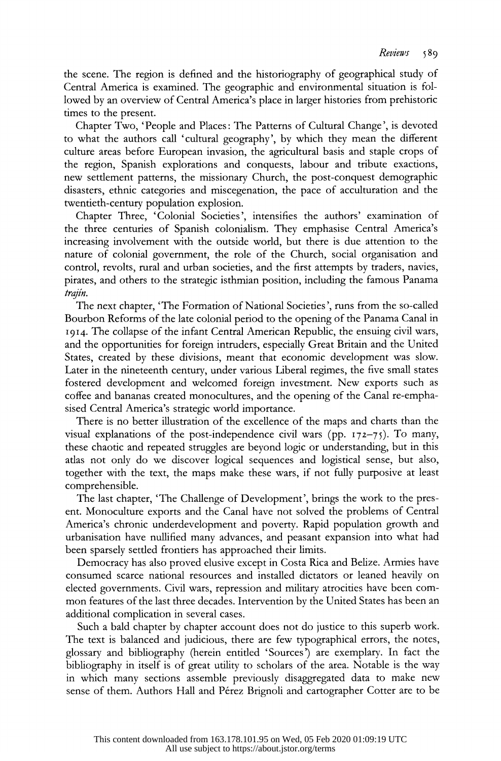the scene. The region is defined and the historiography of geographical study of Central America is examined. The geographic and environmental situation is followed by an overview of Central America's place in larger histories from prehistoric times to the present.

Chapter Two, 'People and Places: The Patterns of Cultural Change', is devoted to what the authors call 'cultural geography', by which they mean the different culture areas before European invasion, the agricultural basis and staple crops of the region, Spanish explorations and conquests, labour and tribute exactions, new settlement patterns, the missionary Church, the post-conquest demographic disasters, ethnic categories and miscegenation, the pace of acculturation and the twentieth-century population explosion.

Chapter Three, 'Colonial Societies', intensifies the authors' examination of the three centuries of Spanish colonialism. They emphasise Central America's increasing involvement with the outside world, but there is due attention to the nature of colonial government, the role of the Church, social organisation and control, revolts, rural and urban societies, and the first attempts by traders, navies, pirates, and others to the strategic isthmian position, including the famous Panama *trajín*.

The next chapter, 'The Formation of National Societies', runs from the so-called Bourbon Reforms of the late colonial period to the opening of the Panama Canal in 1914. The collapse of the infant Central American Republic, the ensuing civil wars, and the opportunities for foreign intruders, especially Great Britain and the United States, created by these divisions, meant that economic development was slow. Later in the nineteenth century, under various Liberal regimes, the five small states fostered development and welcomed foreign investment. New exports such as coffee and bananas created monocultures, and the opening of the Canal re-emphasised Central America's strategic world importance.

There is no better illustration of the excellence of the maps and charts than the visual explanations of the post-independence civil wars (pp. 172–75). To many, these chaotic and repeated struggles are beyond logic or understanding, but in this atlas not only do we discover logical sequences and logistical sense, but also, together with the text, the maps make these wars, if not fully purposive at least comprehensible.

The last chapter, 'The Challenge of Development', brings the work to the present. Monoculture exports and the Canal have not solved the problems of Central America's chronic underdevelopment and poverty. Rapid population growth and urbanisation have nullified many advances, and peasant expansion into what had been sparsely settled frontiers has approached their limits.

Democracy has also proved elusive except in Costa Rica and Belize. Armies have consumed scarce national resources and installed dictators or leaned heavily on elected governments. Civil wars, repression and military atrocities have been common features of the last three decades. Intervention by the United States has been an additional complication in several cases.

Such a bald chapter by chapter account does not do justice to this superb work. The text is balanced and judicious, there are few typographical errors, the notes, glossary and bibliography (herein entitled 'Sources') are exemplary. In fact the bibliography in itself is of great utility to scholars of the area. Notable is the way in which many sections assemble previously disaggregated data to make new sense of them. Authors Hall and Pérez Brignoli and cartographer Cotter are to be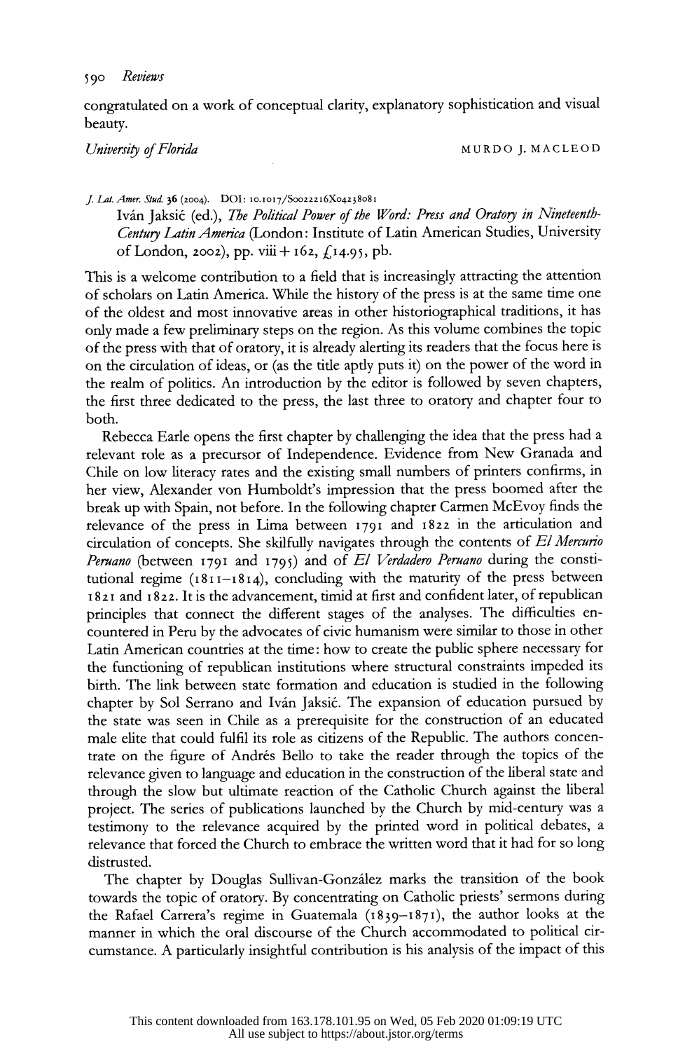congratulated on a work of conceptual clarity, explanatory sophistication and visual beauty.

*University of Florida* MURDO J. MACLEOD

*J. Lat. Amer. Stud.* **36** (2004). DOI: 10.1017/S0022216X04238081

Iván Jaksić (ed.), *The Political Power of the Word: Press and Oratory in Nineteenth-Century Latin America* (London: Institute of Latin American Studies, University of London, 2002), pp. viii + 162, £14.95, pb.

This is a welcome contribution to a field that is increasingly attracting the attention of scholars on Latin America. While the history of the press is at the same time one of the oldest and most innovative areas in other historiographical traditions, it has only made a few preliminary steps on the region. As this volume combines the topic of the press with that of oratory, it is already alerting its readers that the focus here is on the circulation of ideas, or (as the title aptly puts it) on the power of the word in the realm of politics. An introduction by the editor is followed by seven chapters, the first three dedicated to the press, the last three to oratory and chapter four to both.

Rebecca Earle opens the first chapter by challenging the idea that the press had a relevant role as a precursor of Independence. Evidence from New Granada and Chile on low literacy rates and the existing small numbers of printers confirms, in her view, Alexander von Humboldt's impression that the press boomed after the break up with Spain, not before. In the following chapter Carmen McEvoy finds the relevance of the press in Lima between 1791 and 1822 in the articulation and circulation of concepts. She skilfully navigates through the contents of *El Mercurio Peruano* (between 1791 and 1795) and of *El Verdadero Peruano* during the constitutional regime (1811–1814), concluding with the maturity of the press between 1821 and 1822. It is the advancement, timid at first and confident later, of republican principles that connect the different stages of the analyses. The difficulties encountered in Peru by the advocates of civic humanism were similar to those in other Latin American countries at the time: how to create the public sphere necessary for the functioning of republican institutions where structural constraints impeded its birth. The link between state formation and education is studied in the following chapter by Sol Serrano and Iván Jaksić. The expansion of education pursued by the state was seen in Chile as a prerequisite for the construction of an educated male elite that could fulfil its role as citizens of the Republic. The authors concentrate on the figure of Andrés Bello to take the reader through the topics of the relevance given to language and education in the construction of the liberal state and through the slow but ultimate reaction of the Catholic Church against the liberal project. The series of publications launched by the Church by mid-century was a testimony to the relevance acquired by the printed word in political debates, a relevance that forced the Church to embrace the written word that it had for so long distrusted.

The chapter by Douglas Sullivan-González marks the transition of the book towards the topic of oratory. By concentrating on Catholic priests' sermons during the Rafael Carrera's regime in Guatemala (1839–1871), the author looks at the manner in which the oral discourse of the Church accommodated to political circumstance. A particularly insightful contribution is his analysis of the impact of this